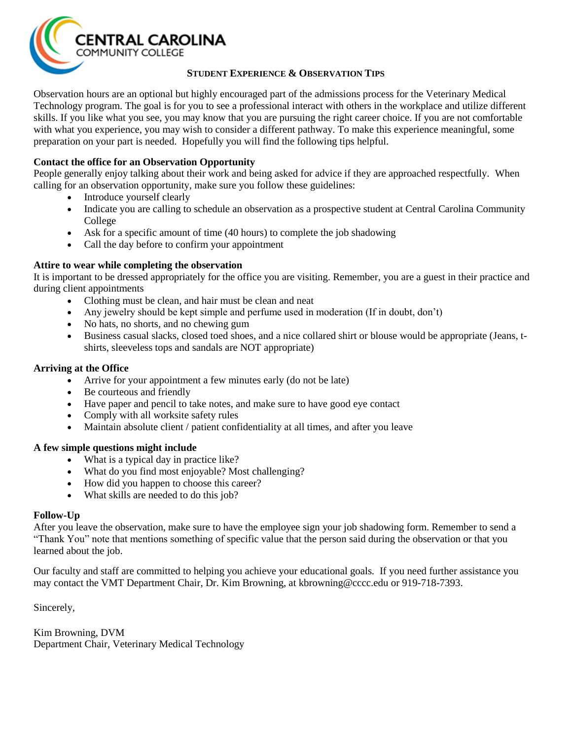**CENTRAL CAROLINA**
COMMUNITY COLLEGE

## STUDENT EXPERIENCE & OBSERVATION TIPS

Observation hours are an optional but highly encouraged part of the admissions process for the Veterinary Medical Technology program. The goal is for you to see a professional interact with others in the workplace and utilize different skills. If you like what you see, you may know that you are pursuing the right career choice. If you are not comfortable with what you experience, you may wish to consider a different pathway. To make this experience meaningful, some preparation on your part is needed. Hopefully you will find the following tips helpful.

### Contact the office for an Observation Opportunity

People generally enjoy talking about their work and being asked for advice if they are approached respectfully. When calling for an observation opportunity, make sure you follow these guidelines:

- Introduce yourself clearly
- Indicate you are calling to schedule an observation as a prospective student at Central Carolina Community College
- Ask for a specific amount of time (40 hours) to complete the job shadowing
- Call the day before to confirm your appointment

### Attire to wear while completing the observation

It is important to be dressed appropriately for the office you are visiting. Remember, you are a guest in their practice and during client appointments

- Clothing must be clean, and hair must be clean and neat
- Any jewelry should be kept simple and perfume used in moderation (If in doubt, don't)
- No hats, no shorts, and no chewing gum
- Business casual slacks, closed toed shoes, and a nice collared shirt or blouse would be appropriate (Jeans, t-shirts, sleeveless tops and sandals are NOT appropriate)

### Arriving at the Office

- Arrive for your appointment a few minutes early (do not be late)
- Be courteous and friendly
- Have paper and pencil to take notes, and make sure to have good eye contact
- Comply with all worksite safety rules
- Maintain absolute client / patient confidentiality at all times, and after you leave

### A few simple questions might include

- What is a typical day in practice like?
- What do you find most enjoyable? Most challenging?
- How did you happen to choose this career?
- What skills are needed to do this job?

### Follow-Up

After you leave the observation, make sure to have the employee sign your job shadowing form. Remember to send a "Thank You" note that mentions something of specific value that the person said during the observation or that you learned about the job.

Our faculty and staff are committed to helping you achieve your educational goals. If you need further assistance you may contact the VMT Department Chair, Dr. Kim Browning, at kbrowning@cccc.edu or 919-718-7393.

Sincerely,

Kim Browning, DVM
Department Chair, Veterinary Medical Technology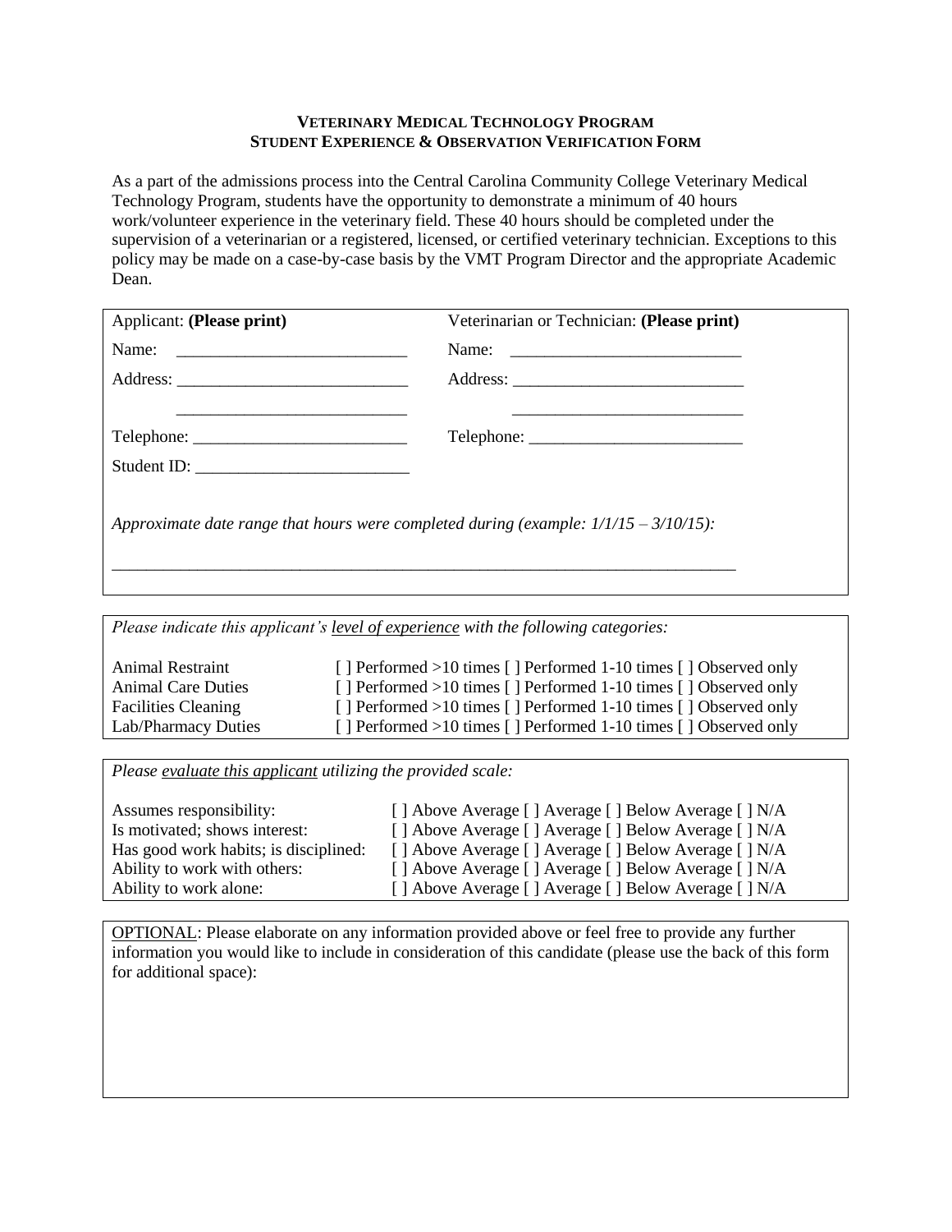## VETERINARY MEDICAL TECHNOLOGY PROGRAM
## STUDENT EXPERIENCE & OBSERVATION VERIFICATION FORM

As a part of the admissions process into the Central Carolina Community College Veterinary Medical Technology Program, students have the opportunity to demonstrate a minimum of 40 hours work/volunteer experience in the veterinary field. These 40 hours should be completed under the supervision of a veterinarian or a registered, licensed, or certified veterinary technician. Exceptions to this policy may be made on a case-by-case basis by the VMT Program Director and the appropriate Academic Dean.

| Applicant: **(Please print)** | Veterinarian or Technician: **(Please print)** |
|---|---|
| Name: ___________________________ | Name: ___________________________ |
| Address: ___________________________ | Address: ___________________________ |
| ___________________________ | ___________________________ |
| Telephone: _________________________ | Telephone: _________________________ |
| Student ID: _________________________ | |

*Approximate date range that hours were completed during (example: 1/1/15 – 3/10/15):*

___________________________________________________________________________

*Please indicate this applicant's <u>level of experience</u> with the following categories:*

| | |
|---|---|
| Animal Restraint | [ ] Performed >10 times [ ] Performed 1-10 times [ ] Observed only |
| Animal Care Duties | [ ] Performed >10 times [ ] Performed 1-10 times [ ] Observed only |
| Facilities Cleaning | [ ] Performed >10 times [ ] Performed 1-10 times [ ] Observed only |
| Lab/Pharmacy Duties | [ ] Performed >10 times [ ] Performed 1-10 times [ ] Observed only |

*Please <u>evaluate this applicant</u> utilizing the provided scale:*

| | |
|---|---|
| Assumes responsibility: | [ ] Above Average [ ] Average [ ] Below Average [ ] N/A |
| Is motivated; shows interest: | [ ] Above Average [ ] Average [ ] Below Average [ ] N/A |
| Has good work habits; is disciplined: | [ ] Above Average [ ] Average [ ] Below Average [ ] N/A |
| Ability to work with others: | [ ] Above Average [ ] Average [ ] Below Average [ ] N/A |
| Ability to work alone: | [ ] Above Average [ ] Average [ ] Below Average [ ] N/A |

<u>OPTIONAL</u>: Please elaborate on any information provided above or feel free to provide any further information you would like to include in consideration of this candidate (please use the back of this form for additional space):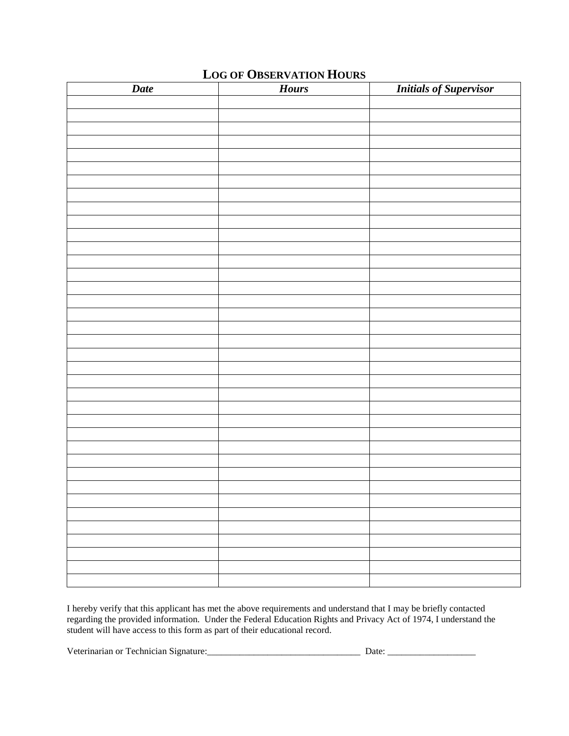## Log of Observation Hours

| ***Date*** | ***Hours*** | ***Initials of Supervisor*** |
|---|---|---|
| | | |
| | | |
| | | |
| | | |
| | | |
| | | |
| | | |
| | | |
| | | |
| | | |
| | | |
| | | |
| | | |
| | | |
| | | |
| | | |
| | | |
| | | |
| | | |
| | | |
| | | |
| | | |
| | | |
| | | |
| | | |
| | | |
| | | |
| | | |
| | | |
| | | |
| | | |
| | | |
| | | |
| | | |
| | | |
| | | |
| | | |

I hereby verify that this applicant has met the above requirements and understand that I may be briefly contacted regarding the provided information. Under the Federal Education Rights and Privacy Act of 1974, I understand the student will have access to this form as part of their educational record.

Veterinarian or Technician Signature:_________________________________ Date: ___________________